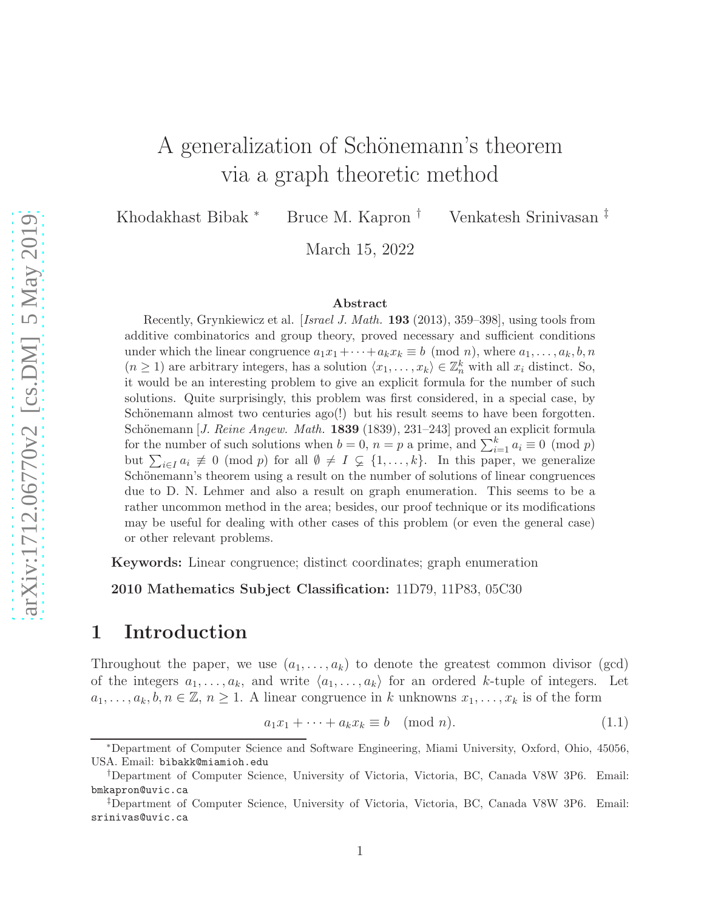# A generalization of Schönemann's theorem via a graph theoretic method

Khodakhast Bibak [*]  Bruce M. Kapron [†]  Venkatesh Srinivasan [‡]

March 15, 2022

### Abstract

Recently, Grynkiewicz et al. [*Israel J. Math.* **193** (2013), 359–398], using tools from additive combinatorics and group theory, proved necessary and sufficient conditions under which the linear congruence $a_1x_1 + \cdots + a_kx_k \equiv b \pmod{n}$, where $a_1, \ldots, a_k, b, n$ ($n \geq 1$) are arbitrary integers, has a solution $\langle x_1, \ldots, x_k \rangle \in \mathbb{Z}_n^k$ with all $x_i$ distinct. So, it would be an interesting problem to give an explicit formula for the number of such solutions. Quite surprisingly, this problem was first considered, in a special case, by Schönemann almost two centuries ago(!) but his result seems to have been forgotten. Schönemann [*J. Reine Angew. Math.* **1839** (1839), 231–243] proved an explicit formula for the number of such solutions when $b = 0$, $n = p$ a prime, and $\sum_{i=1}^{k} a_i \equiv 0 \pmod{p}$ but $\sum_{i \in I} a_i \not\equiv 0 \pmod{p}$ for all $\emptyset \neq I \subsetneq \{1, \ldots, k\}$. In this paper, we generalize Schönemann's theorem using a result on the number of solutions of linear congruences due to D. N. Lehmer and also a result on graph enumeration. This seems to be a rather uncommon method in the area; besides, our proof technique or its modifications may be useful for dealing with other cases of this problem (or even the general case) or other relevant problems.

**Keywords:** Linear congruence; distinct coordinates; graph enumeration

**2010 Mathematics Subject Classification:** 11D79, 11P83, 05C30

## 1 Introduction

Throughout the paper, we use $(a_1, \ldots, a_k)$ to denote the greatest common divisor (gcd) of the integers $a_1, \ldots, a_k$, and write $\langle a_1, \ldots, a_k \rangle$ for an ordered $k$-tuple of integers. Let $a_1, \ldots, a_k, b, n \in \mathbb{Z}$, $n \geq 1$. A linear congruence in $k$ unknowns $x_1, \ldots, x_k$ is of the form

$$a_1x_1 + \cdots + a_kx_k \equiv b \pmod{n}. \tag{1.1}$$

---

[*] Department of Computer Science and Software Engineering, Miami University, Oxford, Ohio, 45056, USA. Email: bibakk@miamioh.edu

[†] Department of Computer Science, University of Victoria, Victoria, BC, Canada V8W 3P6. Email: bmkapron@uvic.ca

[‡] Department of Computer Science, University of Victoria, Victoria, BC, Canada V8W 3P6. Email: srinivas@uvic.ca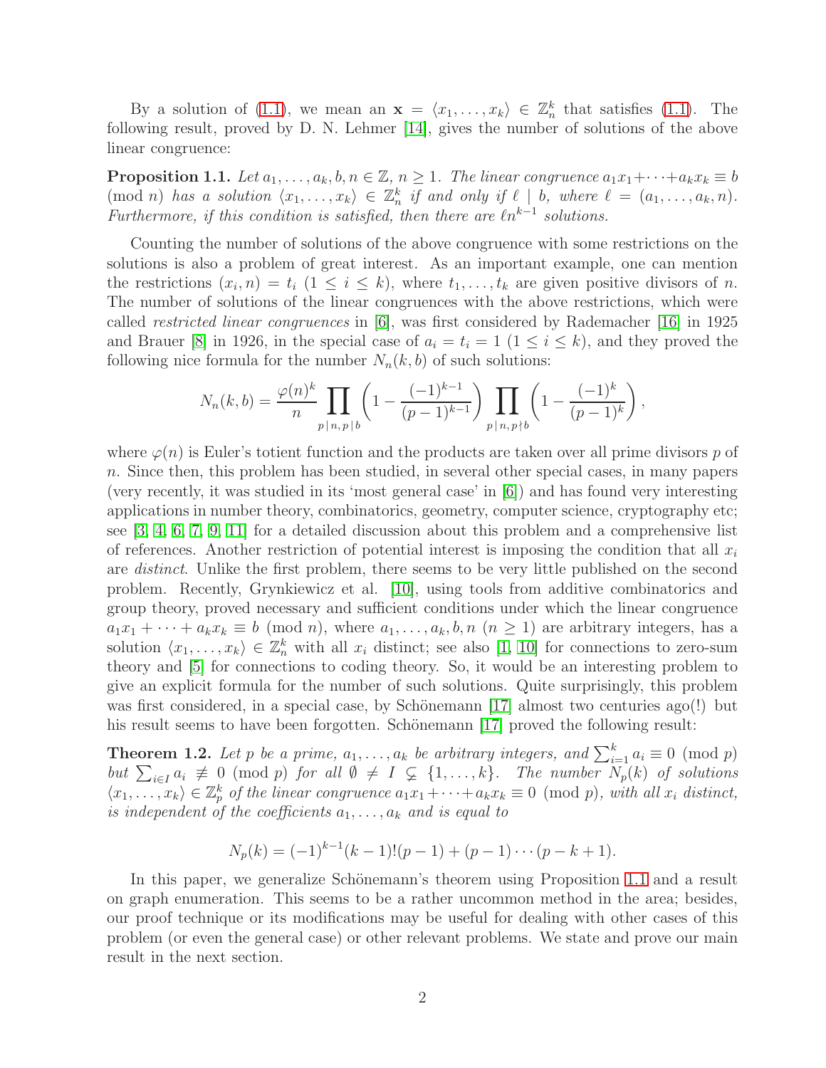By a solution of (1.1), we mean an $\mathbf{x} = \langle x_1, \ldots, x_k \rangle \in \mathbb{Z}_n^k$ that satisfies (1.1). The following result, proved by D. N. Lehmer [14], gives the number of solutions of the above linear congruence:

**Proposition 1.1.** *Let $a_1, \ldots, a_k, b, n \in \mathbb{Z}$, $n \geq 1$. The linear congruence $a_1x_1 + \cdots + a_kx_k \equiv b \pmod{n}$ has a solution $\langle x_1, \ldots, x_k \rangle \in \mathbb{Z}_n^k$ if and only if $\ell \mid b$, where $\ell = (a_1, \ldots, a_k, n)$. Furthermore, if this condition is satisfied, then there are $\ell n^{k-1}$ solutions.*

Counting the number of solutions of the above congruence with some restrictions on the solutions is also a problem of great interest. As an important example, one can mention the restrictions $(x_i, n) = t_i$ $(1 \leq i \leq k)$, where $t_1, \ldots, t_k$ are given positive divisors of $n$. The number of solutions of the linear congruences with the above restrictions, which were called *restricted linear congruences* in [6], was first considered by Rademacher [16] in 1925 and Brauer [8] in 1926, in the special case of $a_i = t_i = 1$ $(1 \leq i \leq k)$, and they proved the following nice formula for the number $N_n(k, b)$ of such solutions:

$$N_n(k, b) = \frac{\varphi(n)^k}{n} \prod_{p \mid n, p \mid b} \left(1 - \frac{(-1)^{k-1}}{(p-1)^{k-1}}\right) \prod_{p \mid n, p \nmid b} \left(1 - \frac{(-1)^k}{(p-1)^k}\right),$$

where $\varphi(n)$ is Euler's totient function and the products are taken over all prime divisors $p$ of $n$. Since then, this problem has been studied, in several other special cases, in many papers (very recently, it was studied in its 'most general case' in [6]) and has found very interesting applications in number theory, combinatorics, geometry, computer science, cryptography etc; see [3, 4, 6, 7, 9, 11] for a detailed discussion about this problem and a comprehensive list of references. Another restriction of potential interest is imposing the condition that all $x_i$ are *distinct*. Unlike the first problem, there seems to be very little published on the second problem. Recently, Grynkiewicz et al. [10], using tools from additive combinatorics and group theory, proved necessary and sufficient conditions under which the linear congruence $a_1x_1 + \cdots + a_kx_k \equiv b \pmod{n}$, where $a_1, \ldots, a_k, b, n$ $(n \geq 1)$ are arbitrary integers, has a solution $\langle x_1, \ldots, x_k \rangle \in \mathbb{Z}_n^k$ with all $x_i$ distinct; see also [1, 10] for connections to zero-sum theory and [5] for connections to coding theory. So, it would be an interesting problem to give an explicit formula for the number of such solutions. Quite surprisingly, this problem was first considered, in a special case, by Schönemann [17] almost two centuries ago(!) but his result seems to have been forgotten. Schönemann [17] proved the following result:

**Theorem 1.2.** *Let $p$ be a prime, $a_1, \ldots, a_k$ be arbitrary integers, and $\sum_{i=1}^k a_i \equiv 0 \pmod{p}$ but $\sum_{i \in I} a_i \not\equiv 0 \pmod{p}$ for all $\emptyset \neq I \subsetneq \{1, \ldots, k\}$. The number $N_p(k)$ of solutions $\langle x_1, \ldots, x_k \rangle \in \mathbb{Z}_p^k$ of the linear congruence $a_1x_1 + \cdots + a_kx_k \equiv 0 \pmod{p}$, with all $x_i$ distinct, is independent of the coefficients $a_1, \ldots, a_k$ and is equal to*

$$N_p(k) = (-1)^{k-1}(k-1)!(p-1) + (p-1)\cdots(p-k+1).$$

In this paper, we generalize Schönemann's theorem using Proposition 1.1 and a result on graph enumeration. This seems to be a rather uncommon method in the area; besides, our proof technique or its modifications may be useful for dealing with other cases of this problem (or even the general case) or other relevant problems. We state and prove our main result in the next section.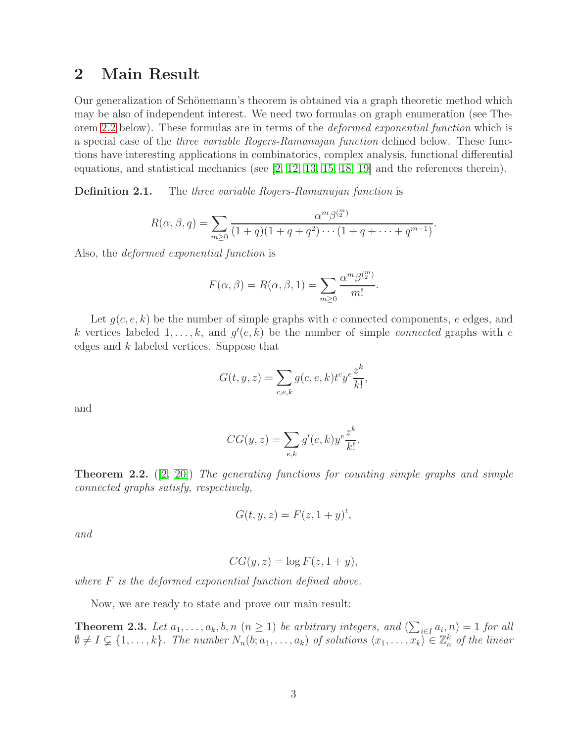## 2 Main Result

Our generalization of Schönemann's theorem is obtained via a graph theoretic method which may be also of independent interest. We need two formulas on graph enumeration (see Theorem 2.2 below). These formulas are in terms of the *deformed exponential function* which is a special case of the *three variable Rogers-Ramanujan function* defined below. These functions have interesting applications in combinatorics, complex analysis, functional differential equations, and statistical mechanics (see [2, 12, 13, 15, 18, 19] and the references therein).

**Definition 2.1.** The *three variable Rogers-Ramanujan function* is

$$R(\alpha,\beta,q)=\sum_{m\geq 0}\frac{\alpha^m\beta^{\binom{m}{2}}}{(1+q)(1+q+q^2)\cdots(1+q+\cdots+q^{m-1})}.$$

Also, the *deformed exponential function* is

$$F(\alpha,\beta)=R(\alpha,\beta,1)=\sum_{m\geq 0}\frac{\alpha^m\beta^{\binom{m}{2}}}{m!}.$$

Let $g(c,e,k)$ be the number of simple graphs with $c$ connected components, $e$ edges, and $k$ vertices labeled $1,\ldots,k$, and $g'(e,k)$ be the number of simple *connected* graphs with $e$ edges and $k$ labeled vertices. Suppose that

$$G(t,y,z)=\sum_{c,e,k}g(c,e,k)t^cy^e\frac{z^k}{k!},$$

and

$$CG(y,z)=\sum_{e,k}g'(e,k)y^e\frac{z^k}{k!}.$$

**Theorem 2.2.** ([2, 20]) *The generating functions for counting simple graphs and simple connected graphs satisfy, respectively,*

$$G(t,y,z)=F(z,1+y)^t,$$

*and*

$$CG(y,z)=\log F(z,1+y),$$

*where $F$ is the deformed exponential function defined above.*

Now, we are ready to state and prove our main result:

**Theorem 2.3.** *Let $a_1,\ldots,a_k,b,n$ $(n\geq 1)$ be arbitrary integers, and $(\sum_{i\in I}a_i,n)=1$ for all $\emptyset\neq I\subsetneq\{1,\ldots,k\}$. The number $N_n(b;a_1,\ldots,a_k)$ of solutions $\langle x_1,\ldots,x_k\rangle\in\mathbb{Z}_n^k$ of the linear*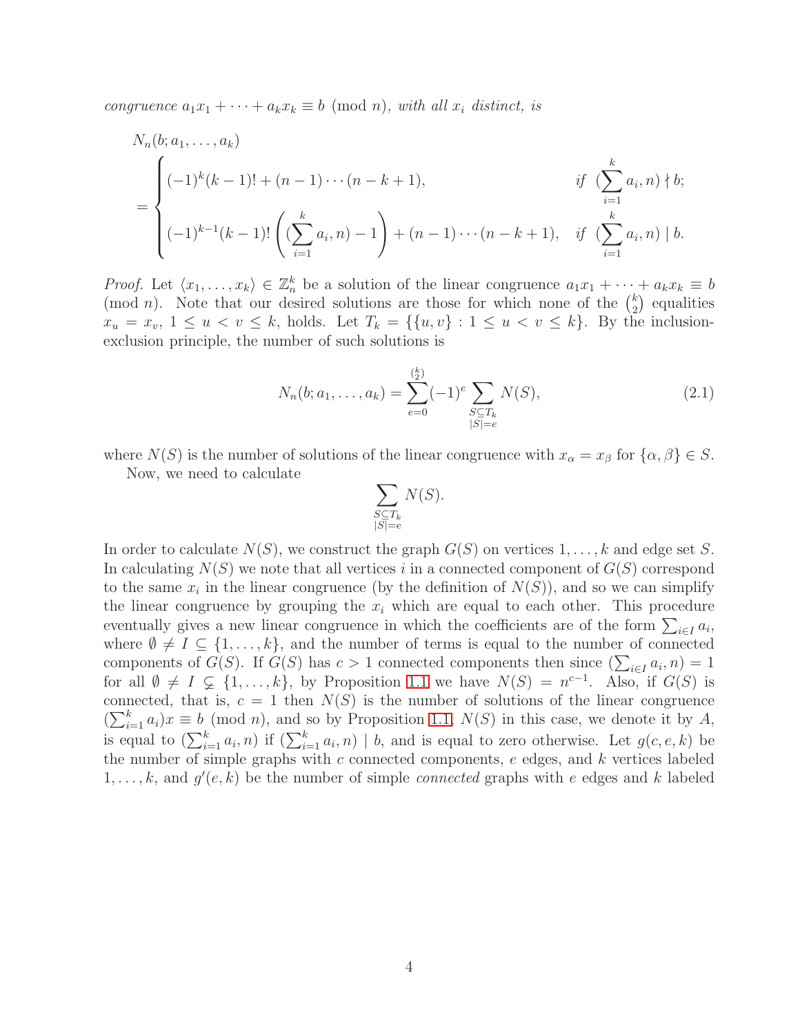*congruence* $a_1x_1 + \cdots + a_kx_k \equiv b \pmod{n}$*, with all* $x_i$ *distinct, is*

$$N_n(b; a_1, \ldots, a_k)$$

$$= \begin{cases} (-1)^k(k-1)! + (n-1)\cdots(n-k+1), & \text{if } \left(\sum_{i=1}^{k} a_i, n\right) \nmid b; \\ (-1)^{k-1}(k-1)!\left(\left(\sum_{i=1}^{k} a_i, n\right) - 1\right) + (n-1)\cdots(n-k+1), & \text{if } \left(\sum_{i=1}^{k} a_i, n\right) \mid b. \end{cases}$$

*Proof.* Let $\langle x_1, \ldots, x_k \rangle \in \mathbb{Z}_n^k$ be a solution of the linear congruence $a_1x_1 + \cdots + a_kx_k \equiv b \pmod{n}$. Note that our desired solutions are those for which none of the $\binom{k}{2}$ equalities $x_u = x_v$, $1 \leq u < v \leq k$, holds. Let $T_k = \{\{u, v\} : 1 \leq u < v \leq k\}$. By the inclusion-exclusion principle, the number of such solutions is

$$N_n(b; a_1, \ldots, a_k) = \sum_{e=0}^{\binom{k}{2}} (-1)^e \sum_{\substack{S \subseteq T_k \\ |S|=e}} N(S), \tag{2.1}$$

where $N(S)$ is the number of solutions of the linear congruence with $x_\alpha = x_\beta$ for $\{\alpha, \beta\} \in S$.

Now, we need to calculate

$$\sum_{\substack{S \subseteq T_k \\ |S|=e}} N(S).$$

In order to calculate $N(S)$, we construct the graph $G(S)$ on vertices $1, \ldots, k$ and edge set $S$. In calculating $N(S)$ we note that all vertices $i$ in a connected component of $G(S)$ correspond to the same $x_i$ in the linear congruence (by the definition of $N(S)$), and so we can simplify the linear congruence by grouping the $x_i$ which are equal to each other. This procedure eventually gives a new linear congruence in which the coefficients are of the form $\sum_{i \in I} a_i$, where $\emptyset \neq I \subseteq \{1, \ldots, k\}$, and the number of terms is equal to the number of connected components of $G(S)$. If $G(S)$ has $c > 1$ connected components then since $(\sum_{i \in I} a_i, n) = 1$ for all $\emptyset \neq I \subsetneq \{1, \ldots, k\}$, by Proposition 1.1 we have $N(S) = n^{c-1}$. Also, if $G(S)$ is connected, that is, $c = 1$ then $N(S)$ is the number of solutions of the linear congruence $(\sum_{i=1}^{k} a_i)x \equiv b \pmod{n}$, and so by Proposition 1.1, $N(S)$ in this case, we denote it by $A$, is equal to $(\sum_{i=1}^{k} a_i, n)$ if $(\sum_{i=1}^{k} a_i, n) \mid b$, and is equal to zero otherwise. Let $g(c, e, k)$ be the number of simple graphs with $c$ connected components, $e$ edges, and $k$ vertices labeled $1, \ldots, k$, and $g'(e, k)$ be the number of simple *connected* graphs with $e$ edges and $k$ labeled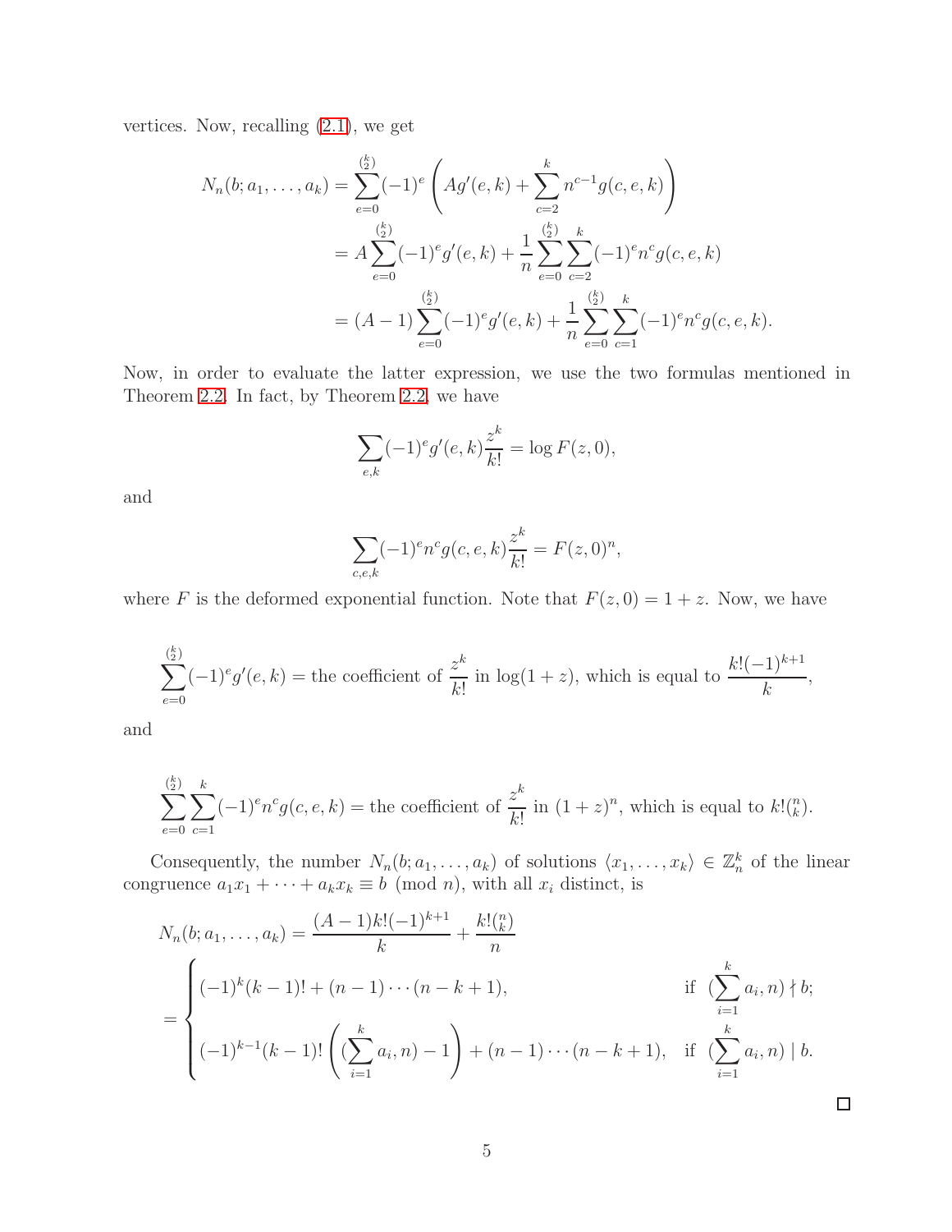vertices. Now, recalling (2.1), we get

$$
\begin{aligned}
N_n(b; a_1, \ldots, a_k) &= \sum_{e=0}^{\binom{k}{2}} (-1)^e \left( A g'(e,k) + \sum_{c=2}^{k} n^{c-1} g(c,e,k) \right) \\
&= A \sum_{e=0}^{\binom{k}{2}} (-1)^e g'(e,k) + \frac{1}{n} \sum_{e=0}^{\binom{k}{2}} \sum_{c=2}^{k} (-1)^e n^c g(c,e,k) \\
&= (A-1) \sum_{e=0}^{\binom{k}{2}} (-1)^e g'(e,k) + \frac{1}{n} \sum_{e=0}^{\binom{k}{2}} \sum_{c=1}^{k} (-1)^e n^c g(c,e,k).
\end{aligned}
$$

Now, in order to evaluate the latter expression, we use the two formulas mentioned in Theorem 2.2. In fact, by Theorem 2.2, we have

$$
\sum_{e,k} (-1)^e g'(e,k) \frac{z^k}{k!} = \log F(z,0),
$$

and

$$
\sum_{c,e,k} (-1)^e n^c g(c,e,k) \frac{z^k}{k!} = F(z,0)^n,
$$

where $F$ is the deformed exponential function. Note that $F(z,0) = 1+z$. Now, we have

$$
\sum_{e=0}^{\binom{k}{2}} (-1)^e g'(e,k) = \text{the coefficient of } \frac{z^k}{k!} \text{ in } \log(1+z), \text{ which is equal to } \frac{k!(-1)^{k+1}}{k},
$$

and

$$
\sum_{e=0}^{\binom{k}{2}} \sum_{c=1}^{k} (-1)^e n^c g(c,e,k) = \text{the coefficient of } \frac{z^k}{k!} \text{ in } (1+z)^n, \text{ which is equal to } k!\tbinom{n}{k}.
$$

Consequently, the number $N_n(b; a_1, \ldots, a_k)$ of solutions $\langle x_1, \ldots, x_k \rangle \in \mathbb{Z}_n^k$ of the linear congruence $a_1x_1 + \cdots + a_kx_k \equiv b \pmod{n}$, with all $x_i$ distinct, is

$$
\begin{aligned}
N_n(b; a_1, \ldots, a_k) &= \frac{(A-1)k!(-1)^{k+1}}{k} + \frac{k!\binom{n}{k}}{n} \\
&= \begin{cases}
(-1)^k (k-1)! + (n-1)\cdots(n-k+1), & \text{if } \ (\sum_{i=1}^{k} a_i, n) \nmid b; \\[2ex]
(-1)^{k-1}(k-1)! \left( (\sum_{i=1}^{k} a_i, n) - 1 \right) + (n-1)\cdots(n-k+1), & \text{if } \ (\sum_{i=1}^{k} a_i, n) \mid b.
\end{cases}
\end{aligned}
$$

□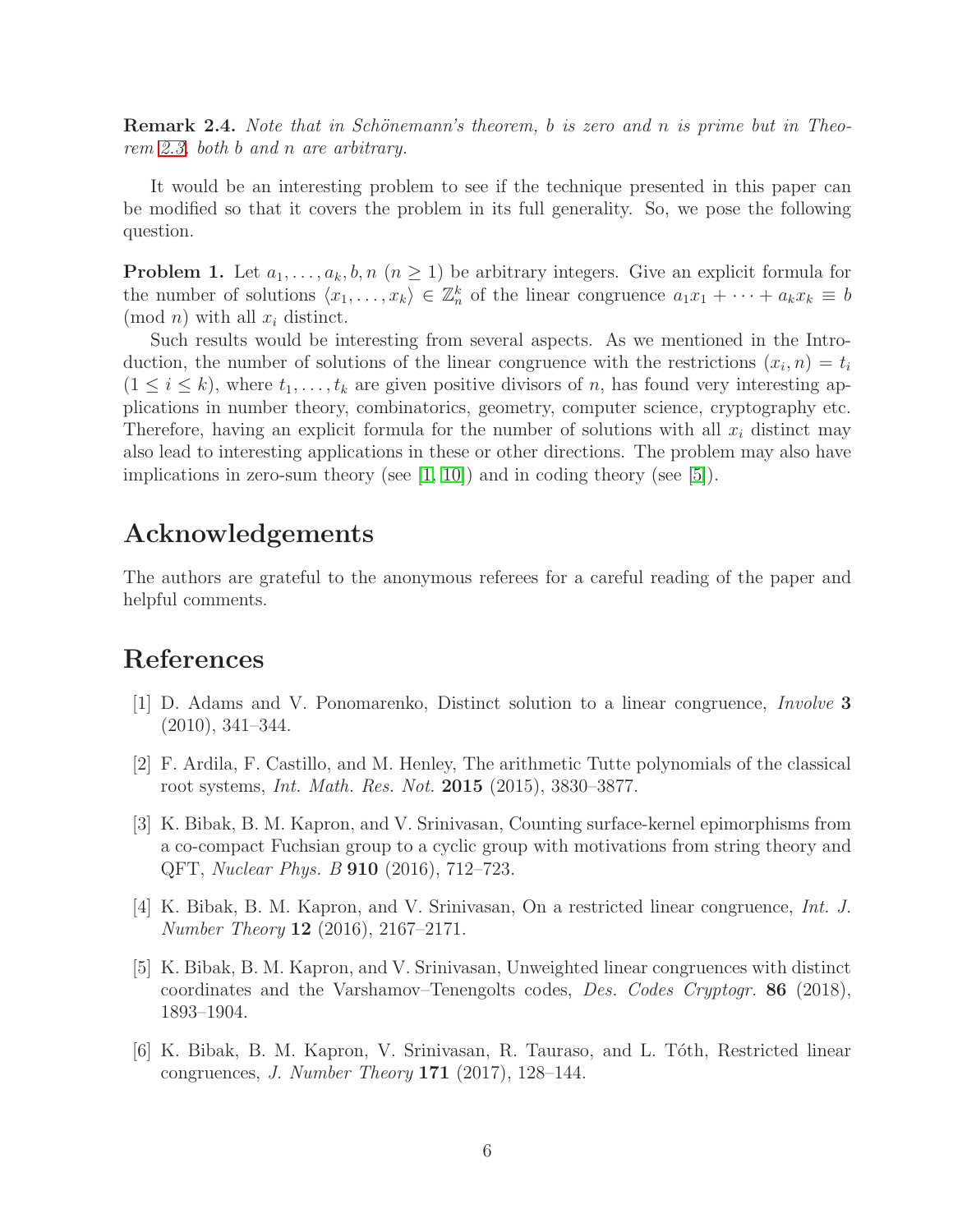**Remark 2.4.** *Note that in Schönemann's theorem, $b$ is zero and $n$ is prime but in Theorem 2.3, both $b$ and $n$ are arbitrary.*

It would be an interesting problem to see if the technique presented in this paper can be modified so that it covers the problem in its full generality. So, we pose the following question.

**Problem 1.** Let $a_1, \ldots, a_k, b, n$ ($n \geq 1$) be arbitrary integers. Give an explicit formula for the number of solutions $\langle x_1, \ldots, x_k \rangle \in \mathbb{Z}_n^k$ of the linear congruence $a_1x_1 + \cdots + a_kx_k \equiv b \pmod{n}$ with all $x_i$ distinct.

Such results would be interesting from several aspects. As we mentioned in the Introduction, the number of solutions of the linear congruence with the restrictions $(x_i, n) = t_i$ ($1 \leq i \leq k$), where $t_1, \ldots, t_k$ are given positive divisors of $n$, has found very interesting applications in number theory, combinatorics, geometry, computer science, cryptography etc. Therefore, having an explicit formula for the number of solutions with all $x_i$ distinct may also lead to interesting applications in these or other directions. The problem may also have implications in zero-sum theory (see [1, 10]) and in coding theory (see [5]).

## Acknowledgements

The authors are grateful to the anonymous referees for a careful reading of the paper and helpful comments.

## References

[1] D. Adams and V. Ponomarenko, Distinct solution to a linear congruence, *Involve* **3** (2010), 341–344.

[2] F. Ardila, F. Castillo, and M. Henley, The arithmetic Tutte polynomials of the classical root systems, *Int. Math. Res. Not.* **2015** (2015), 3830–3877.

[3] K. Bibak, B. M. Kapron, and V. Srinivasan, Counting surface-kernel epimorphisms from a co-compact Fuchsian group to a cyclic group with motivations from string theory and QFT, *Nuclear Phys. B* **910** (2016), 712–723.

[4] K. Bibak, B. M. Kapron, and V. Srinivasan, On a restricted linear congruence, *Int. J. Number Theory* **12** (2016), 2167–2171.

[5] K. Bibak, B. M. Kapron, and V. Srinivasan, Unweighted linear congruences with distinct coordinates and the Varshamov–Tenengolts codes, *Des. Codes Cryptogr.* **86** (2018), 1893–1904.

[6] K. Bibak, B. M. Kapron, V. Srinivasan, R. Tauraso, and L. Tóth, Restricted linear congruences, *J. Number Theory* **171** (2017), 128–144.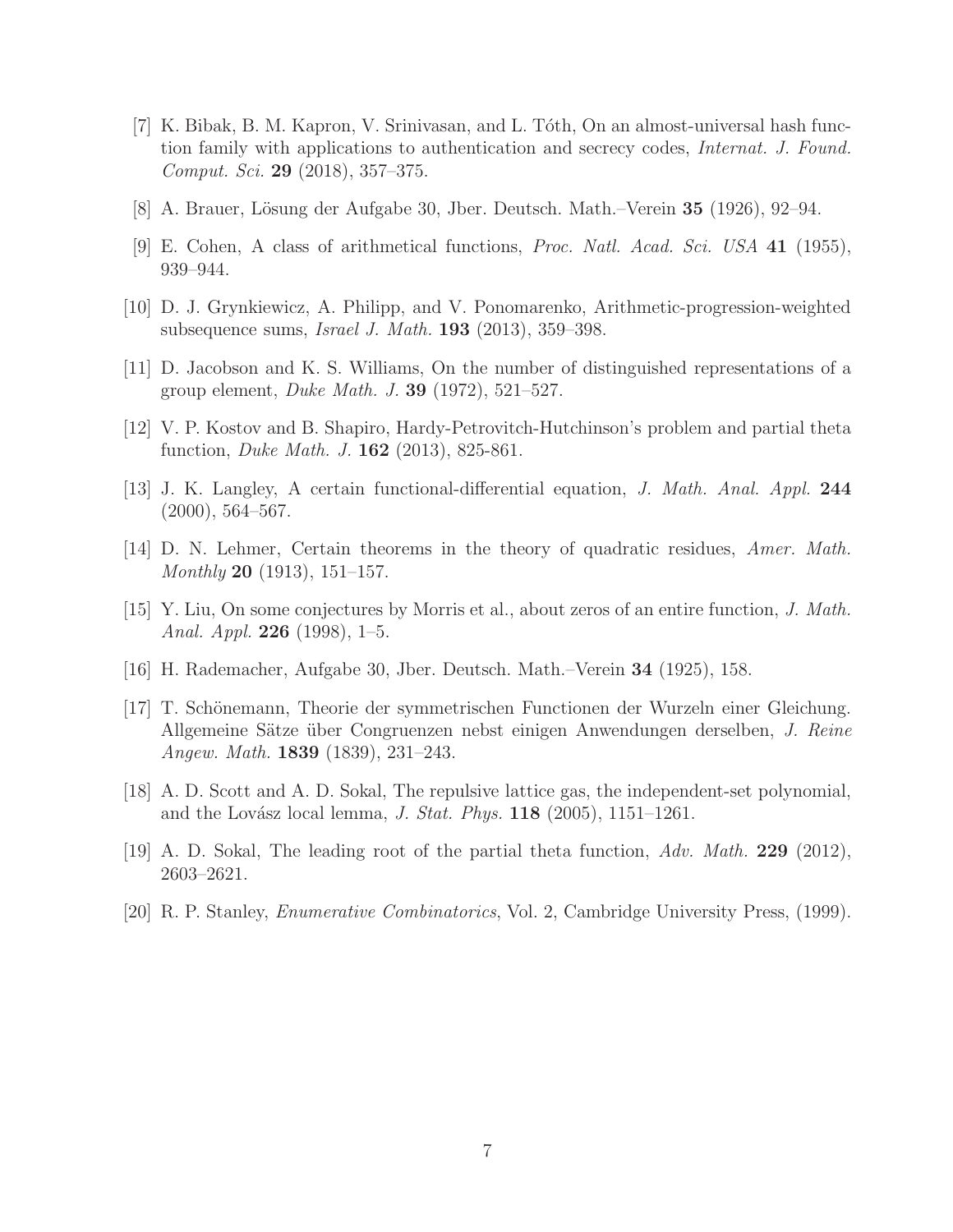[7] K. Bibak, B. M. Kapron, V. Srinivasan, and L. Tóth, On an almost-universal hash function family with applications to authentication and secrecy codes, *Internat. J. Found. Comput. Sci.* **29** (2018), 357–375.

[8] A. Brauer, Lösung der Aufgabe 30, Jber. Deutsch. Math.–Verein **35** (1926), 92–94.

[9] E. Cohen, A class of arithmetical functions, *Proc. Natl. Acad. Sci. USA* **41** (1955), 939–944.

[10] D. J. Grynkiewicz, A. Philipp, and V. Ponomarenko, Arithmetic-progression-weighted subsequence sums, *Israel J. Math.* **193** (2013), 359–398.

[11] D. Jacobson and K. S. Williams, On the number of distinguished representations of a group element, *Duke Math. J.* **39** (1972), 521–527.

[12] V. P. Kostov and B. Shapiro, Hardy-Petrovitch-Hutchinson's problem and partial theta function, *Duke Math. J.* **162** (2013), 825-861.

[13] J. K. Langley, A certain functional-differential equation, *J. Math. Anal. Appl.* **244** (2000), 564–567.

[14] D. N. Lehmer, Certain theorems in the theory of quadratic residues, *Amer. Math. Monthly* **20** (1913), 151–157.

[15] Y. Liu, On some conjectures by Morris et al., about zeros of an entire function, *J. Math. Anal. Appl.* **226** (1998), 1–5.

[16] H. Rademacher, Aufgabe 30, Jber. Deutsch. Math.–Verein **34** (1925), 158.

[17] T. Schönemann, Theorie der symmetrischen Functionen der Wurzeln einer Gleichung. Allgemeine Sätze über Congruenzen nebst einigen Anwendungen derselben, *J. Reine Angew. Math.* **1839** (1839), 231–243.

[18] A. D. Scott and A. D. Sokal, The repulsive lattice gas, the independent-set polynomial, and the Lovász local lemma, *J. Stat. Phys.* **118** (2005), 1151–1261.

[19] A. D. Sokal, The leading root of the partial theta function, *Adv. Math.* **229** (2012), 2603–2621.

[20] R. P. Stanley, *Enumerative Combinatorics*, Vol. 2, Cambridge University Press, (1999).